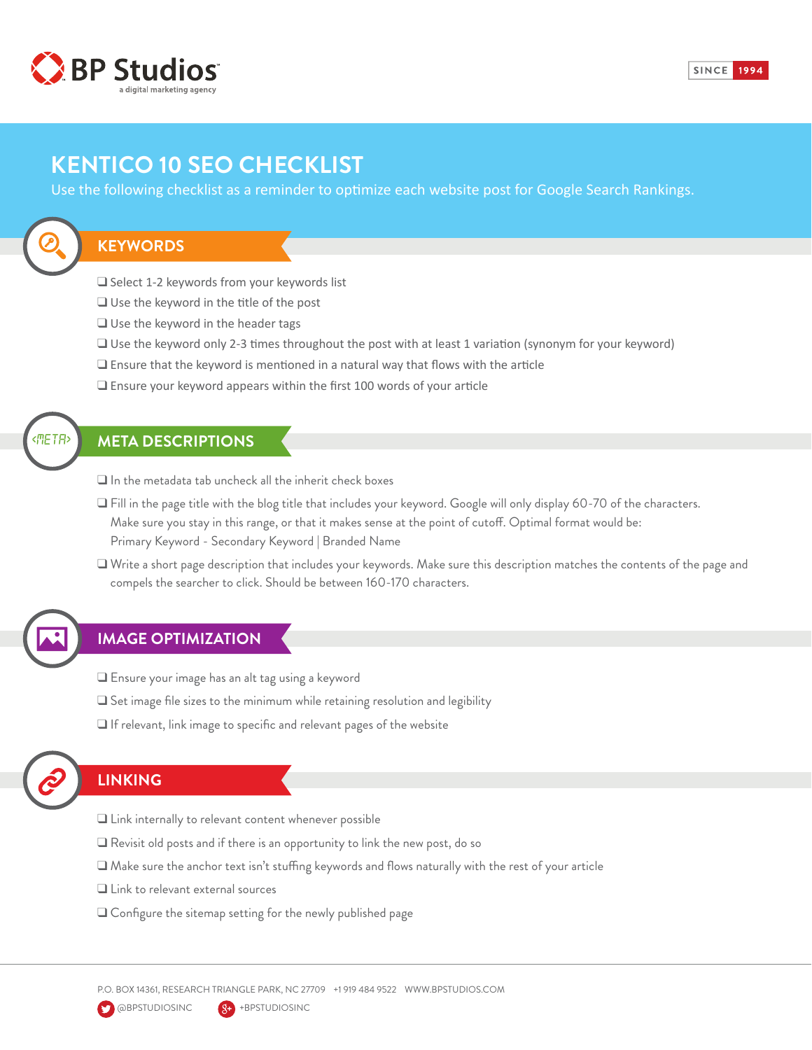BP Studios
a digital marketing agency

SINCE 1994

# KENTICO 10 SEO CHECKLIST

Use the following checklist as a reminder to optimize each website post for Google Search Rankings.

## KEYWORDS

- ❑ Select 1-2 keywords from your keywords list
- ❑ Use the keyword in the title of the post
- ❑ Use the keyword in the header tags
- ❑ Use the keyword only 2-3 times throughout the post with at least 1 variation (synonym for your keyword)
- ❑ Ensure that the keyword is mentioned in a natural way that flows with the article
- ❑ Ensure your keyword appears within the first 100 words of your article

## META DESCRIPTIONS

- ❑ In the metadata tab uncheck all the inherit check boxes
- ❑ Fill in the page title with the blog title that includes your keyword. Google will only display 60-70 of the characters. Make sure you stay in this range, or that it makes sense at the point of cutoff. Optimal format would be: Primary Keyword - Secondary Keyword | Branded Name
- ❑ Write a short page description that includes your keywords. Make sure this description matches the contents of the page and compels the searcher to click. Should be between 160-170 characters.

## IMAGE OPTIMIZATION

- ❑ Ensure your image has an alt tag using a keyword
- ❑ Set image file sizes to the minimum while retaining resolution and legibility
- ❑ If relevant, link image to specific and relevant pages of the website

## LINKING

- ❑ Link internally to relevant content whenever possible
- ❑ Revisit old posts and if there is an opportunity to link the new post, do so
- ❑ Make sure the anchor text isn't stuffing keywords and flows naturally with the rest of your article
- ❑ Link to relevant external sources
- ❑ Configure the sitemap setting for the newly published page

P.O. BOX 14361, RESEARCH TRIANGLE PARK, NC 27709 +1 919 484 9522 WWW.BPSTUDIOS.COM

@BPSTUDIOSINC +BPSTUDIOSINC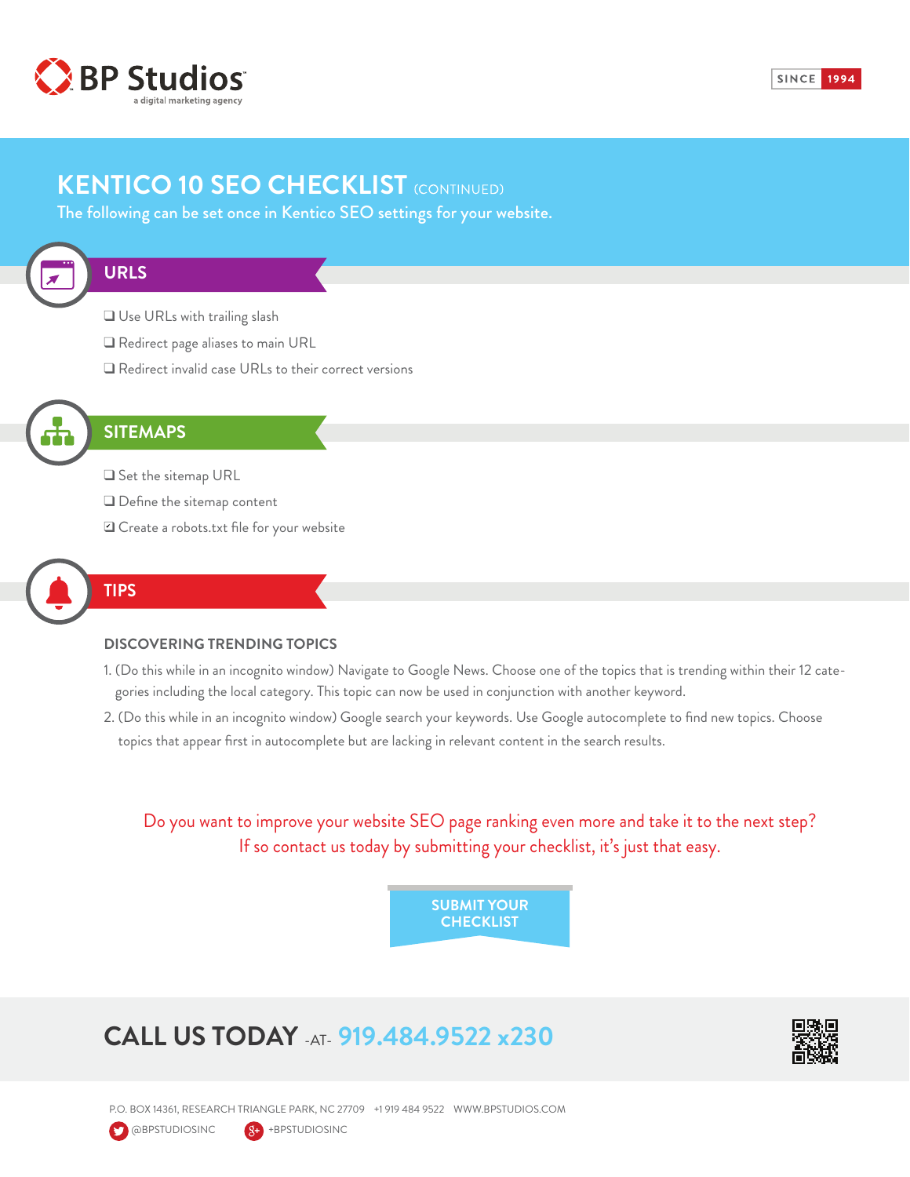BP Studios
a digital marketing agency

SINCE 1994

# KENTICO 10 SEO CHECKLIST (CONTINUED)

The following can be set once in Kentico SEO settings for your website.

## URLS

- ❑ Use URLs with trailing slash
- ❑ Redirect page aliases to main URL
- ❑ Redirect invalid case URLs to their correct versions

## SITEMAPS

- ❑ Set the sitemap URL
- ❑ Define the sitemap content
- ☑ Create a robots.txt file for your website

## TIPS

### DISCOVERING TRENDING TOPICS

1. (Do this while in an incognito window) Navigate to Google News. Choose one of the topics that is trending within their 12 categories including the local category. This topic can now be used in conjunction with another keyword.
2. (Do this while in an incognito window) Google search your keywords. Use Google autocomplete to find new topics. Choose topics that appear first in autocomplete but are lacking in relevant content in the search results.

Do you want to improve your website SEO page ranking even more and take it to the next step?
If so contact us today by submitting your checklist, it's just that easy.

SUBMIT YOUR CHECKLIST

## CALL US TODAY -AT- 919.484.9522 x230

P.O. BOX 14361, RESEARCH TRIANGLE PARK, NC 27709 +1 919 484 9522 WWW.BPSTUDIOS.COM

@BPSTUDIOSINC +BPSTUDIOSINC